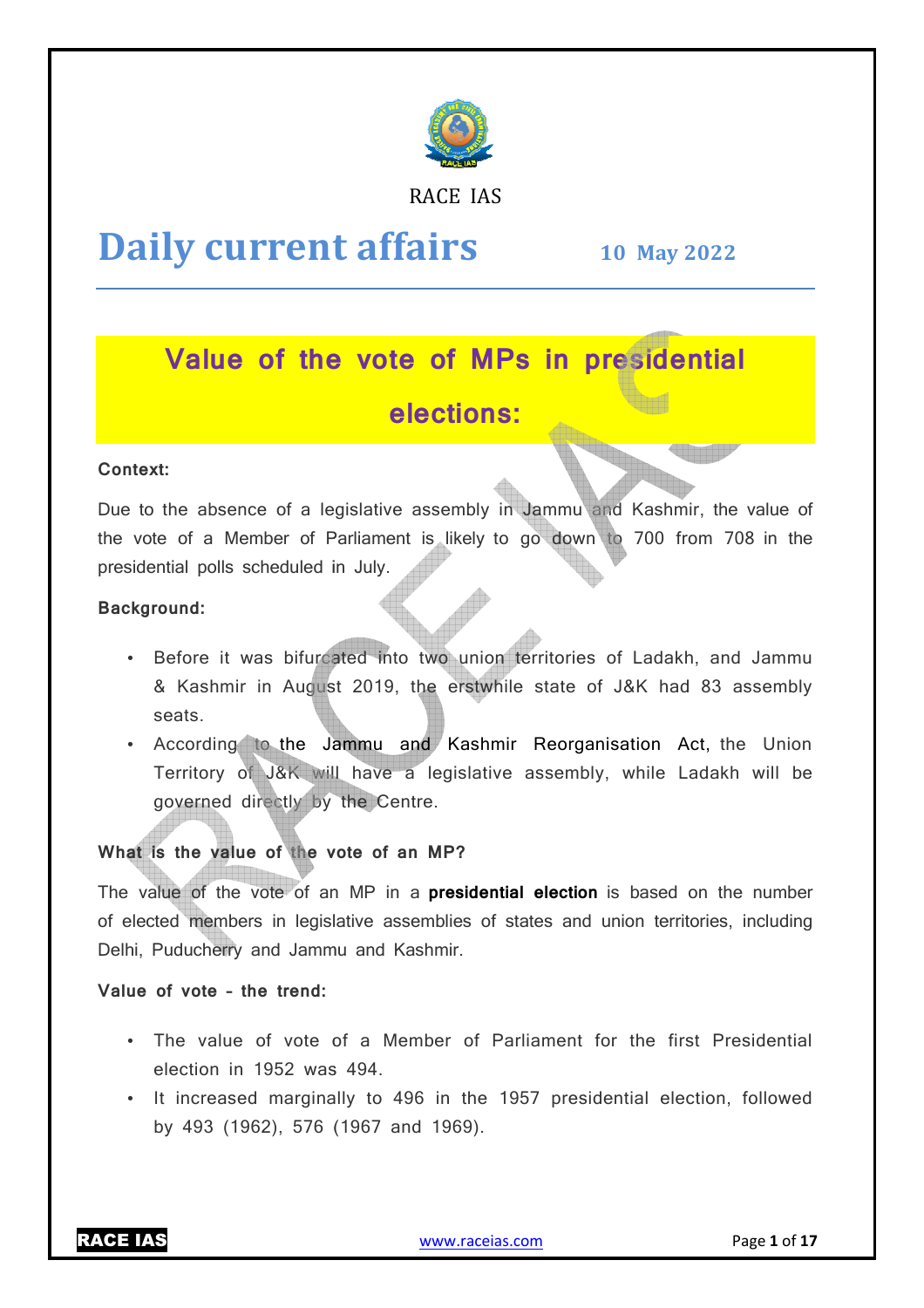RACE IAS

# Daily current affairs

**10 May 2022**

## Value of the vote of MPs in presidential elections:

**Context:**

Due to the absence of a legislative assembly in Jammu and Kashmir, the value of the vote of a Member of Parliament is likely to go down to 700 from 708 in the presidential polls scheduled in July.

**Background:**

- Before it was bifurcated into two union territories of Ladakh, and Jammu & Kashmir in August 2019, the erstwhile state of J&K had 83 assembly seats.
- According to the Jammu and Kashmir Reorganisation Act, the Union Territory of J&K will have a legislative assembly, while Ladakh will be governed directly by the Centre.

**What is the value of the vote of an MP?**

The value of the vote of an MP in a **presidential election** is based on the number of elected members in legislative assemblies of states and union territories, including Delhi, Puducherry and Jammu and Kashmir.

**Value of vote – the trend:**

- The value of vote of a Member of Parliament for the first Presidential election in 1952 was 494.
- It increased marginally to 496 in the 1957 presidential election, followed by 493 (1962), 576 (1967 and 1969).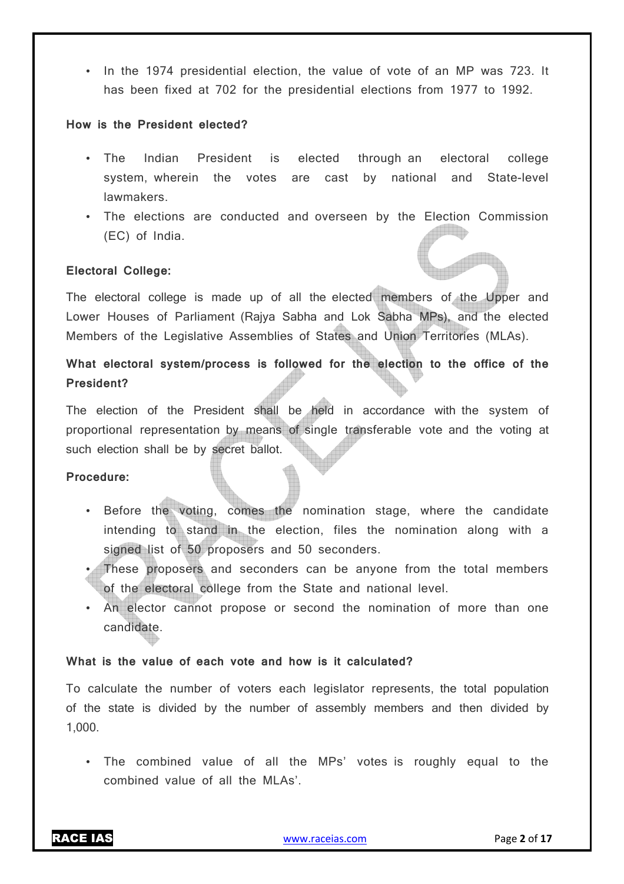- In the 1974 presidential election, the value of vote of an MP was 723. It has been fixed at 702 for the presidential elections from 1977 to 1992.

**How is the President elected?**

- The Indian President is elected through an electoral college system, wherein the votes are cast by national and State-level lawmakers.
- The elections are conducted and overseen by the Election Commission (EC) of India.

**Electoral College:**

The electoral college is made up of all the elected members of the Upper and Lower Houses of Parliament (Rajya Sabha and Lok Sabha MPs), and the elected Members of the Legislative Assemblies of States and Union Territories (MLAs).

**What electoral system/process is followed for the election to the office of the President?**

The election of the President shall be held in accordance with the system of proportional representation by means of single transferable vote and the voting at such election shall be by secret ballot.

**Procedure:**

- Before the voting, comes the nomination stage, where the candidate intending to stand in the election, files the nomination along with a signed list of 50 proposers and 50 seconders.
- These proposers and seconders can be anyone from the total members of the electoral college from the State and national level.
- An elector cannot propose or second the nomination of more than one candidate.

**What is the value of each vote and how is it calculated?**

To calculate the number of voters each legislator represents, the total population of the state is divided by the number of assembly members and then divided by 1,000.

- The combined value of all the MPs' votes is roughly equal to the combined value of all the MLAs'.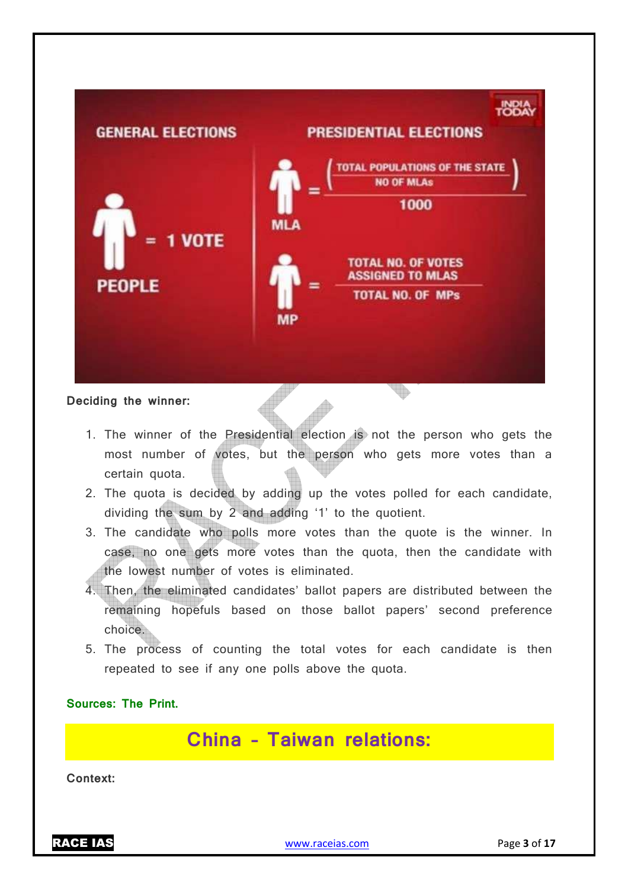**Deciding the winner:**

1. The winner of the Presidential election is not the person who gets the most number of votes, but the person who gets more votes than a certain quota.
2. The quota is decided by adding up the votes polled for each candidate, dividing the sum by 2 and adding '1' to the quotient.
3. The candidate who polls more votes than the quote is the winner. In case, no one gets more votes than the quota, then the candidate with the lowest number of votes is eliminated.
4. Then, the eliminated candidates' ballot papers are distributed between the remaining hopefuls based on those ballot papers' second preference choice.
5. The process of counting the total votes for each candidate is then repeated to see if any one polls above the quota.

**Sources: The Print.**

## China - Taiwan relations:

**Context:**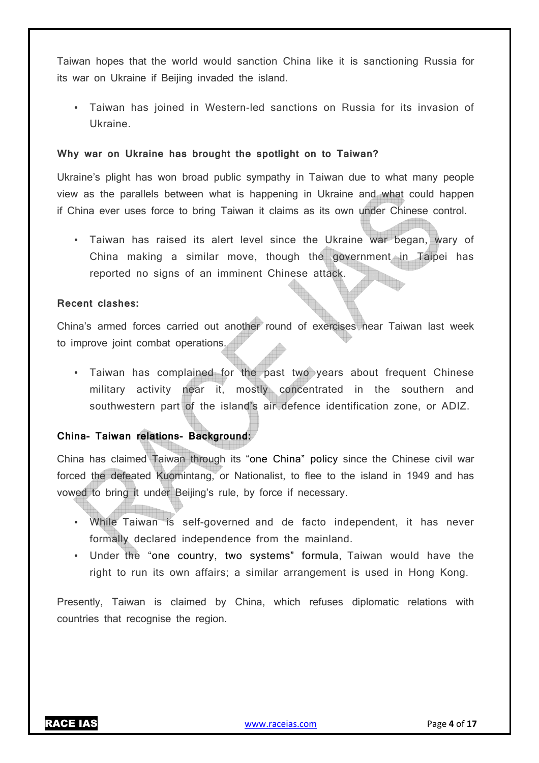Taiwan hopes that the world would sanction China like it is sanctioning Russia for its war on Ukraine if Beijing invaded the island.

- Taiwan has joined in Western-led sanctions on Russia for its invasion of Ukraine.

**Why war on Ukraine has brought the spotlight on to Taiwan?**

Ukraine's plight has won broad public sympathy in Taiwan due to what many people view as the parallels between what is happening in Ukraine and what could happen if China ever uses force to bring Taiwan it claims as its own under Chinese control.

- Taiwan has raised its alert level since the Ukraine war began, wary of China making a similar move, though the government in Taipei has reported no signs of an imminent Chinese attack.

**Recent clashes:**

China's armed forces carried out another round of exercises near Taiwan last week to improve joint combat operations.

- Taiwan has complained for the past two years about frequent Chinese military activity near it, mostly concentrated in the southern and southwestern part of the island's air defence identification zone, or ADIZ.

**China- Taiwan relations- Background:**

China has claimed Taiwan through its "one China" policy since the Chinese civil war forced the defeated Kuomintang, or Nationalist, to flee to the island in 1949 and has vowed to bring it under Beijing's rule, by force if necessary.

- While Taiwan is self-governed and de facto independent, it has never formally declared independence from the mainland.
- Under the "one country, two systems" formula, Taiwan would have the right to run its own affairs; a similar arrangement is used in Hong Kong.

Presently, Taiwan is claimed by China, which refuses diplomatic relations with countries that recognise the region.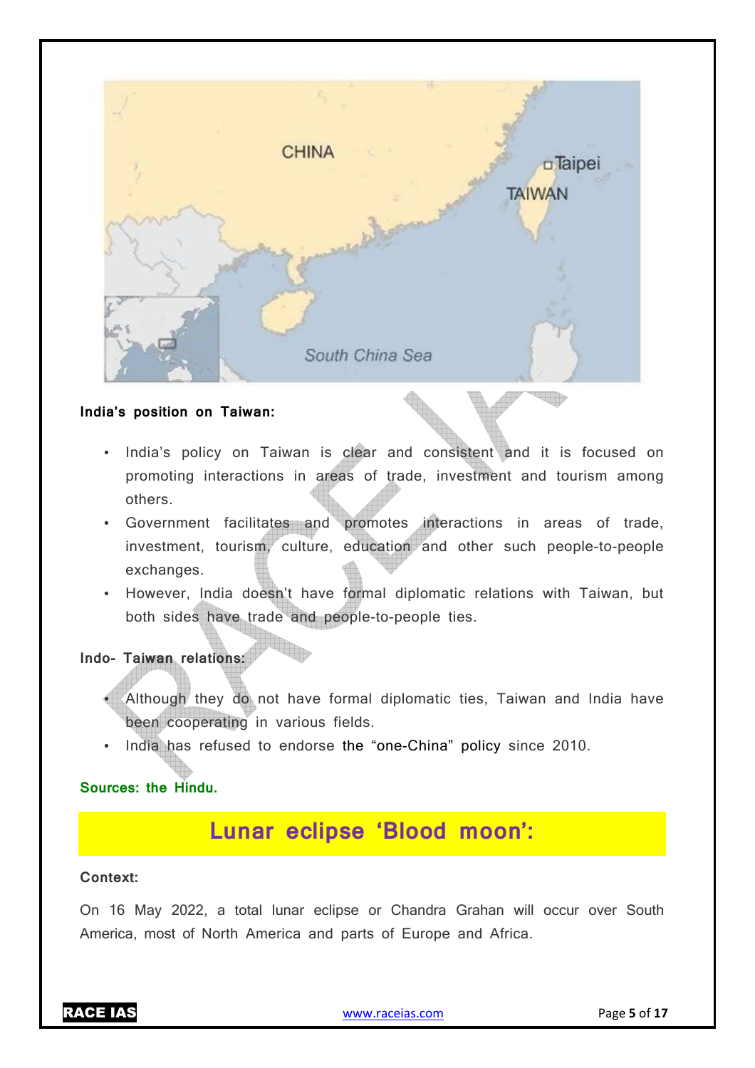**India's position on Taiwan:**

- India's policy on Taiwan is clear and consistent and it is focused on promoting interactions in areas of trade, investment and tourism among others.
- Government facilitates and promotes interactions in areas of trade, investment, tourism, culture, education and other such people-to-people exchanges.
- However, India doesn't have formal diplomatic relations with Taiwan, but both sides have trade and people-to-people ties.

**Indo- Taiwan relations:**

- Although they do not have formal diplomatic ties, Taiwan and India have been cooperating in various fields.
- India has refused to endorse the "one-China" policy since 2010.

**Sources: the Hindu.**

# Lunar eclipse 'Blood moon':

**Context:**

On 16 May 2022, a total lunar eclipse or Chandra Grahan will occur over South America, most of North America and parts of Europe and Africa.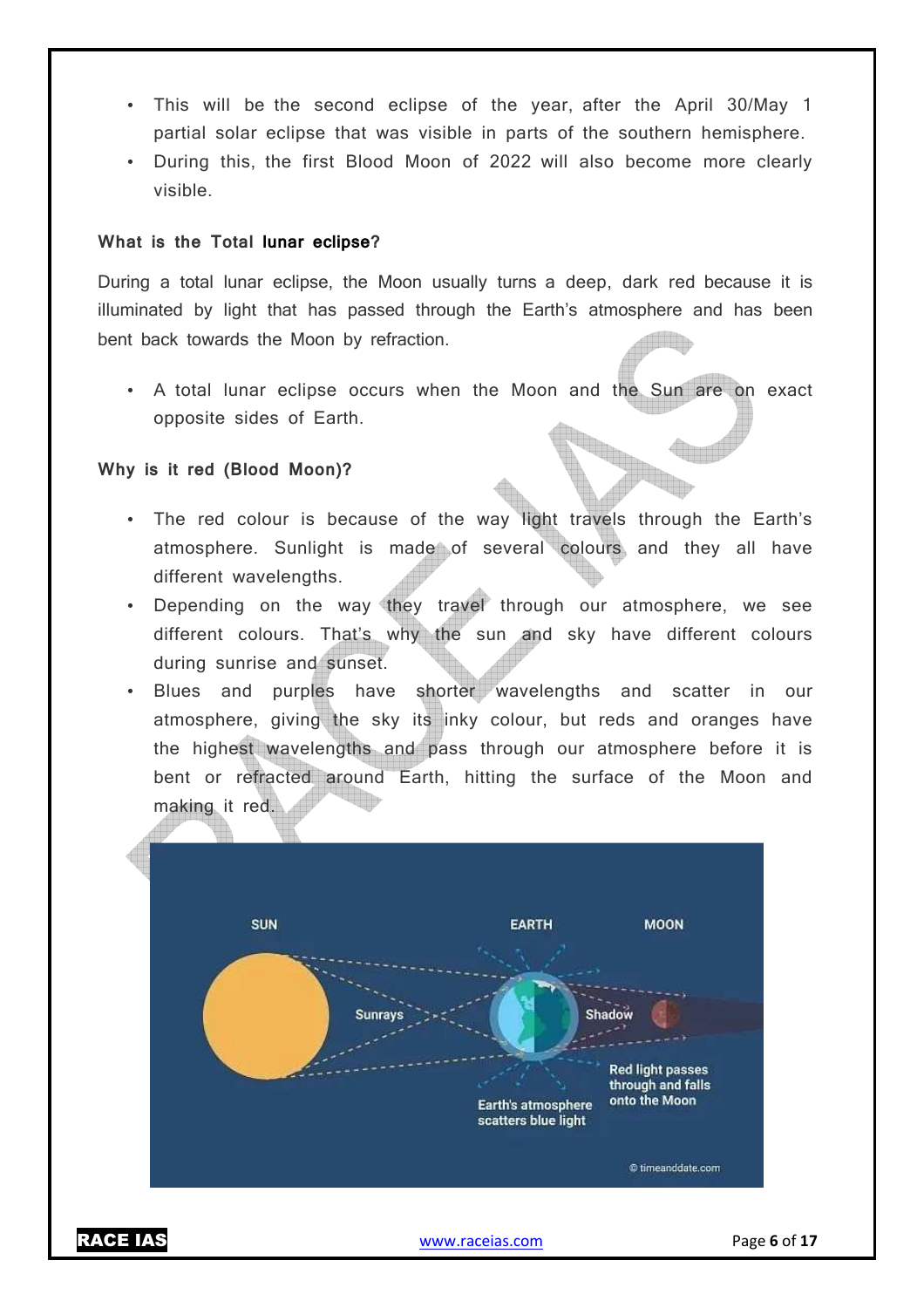- This will be the second eclipse of the year, after the April 30/May 1 partial solar eclipse that was visible in parts of the southern hemisphere.
- During this, the first Blood Moon of 2022 will also become more clearly visible.

**What is the Total lunar eclipse?**

During a total lunar eclipse, the Moon usually turns a deep, dark red because it is illuminated by light that has passed through the Earth's atmosphere and has been bent back towards the Moon by refraction.

- A total lunar eclipse occurs when the Moon and the Sun are on exact opposite sides of Earth.

**Why is it red (Blood Moon)?**

- The red colour is because of the way light travels through the Earth's atmosphere. Sunlight is made of several colours and they all have different wavelengths.
- Depending on the way they travel through our atmosphere, we see different colours. That's why the sun and sky have different colours during sunrise and sunset.
- Blues and purples have shorter wavelengths and scatter in our atmosphere, giving the sky its inky colour, but reds and oranges have the highest wavelengths and pass through our atmosphere before it is bent or refracted around Earth, hitting the surface of the Moon and making it red.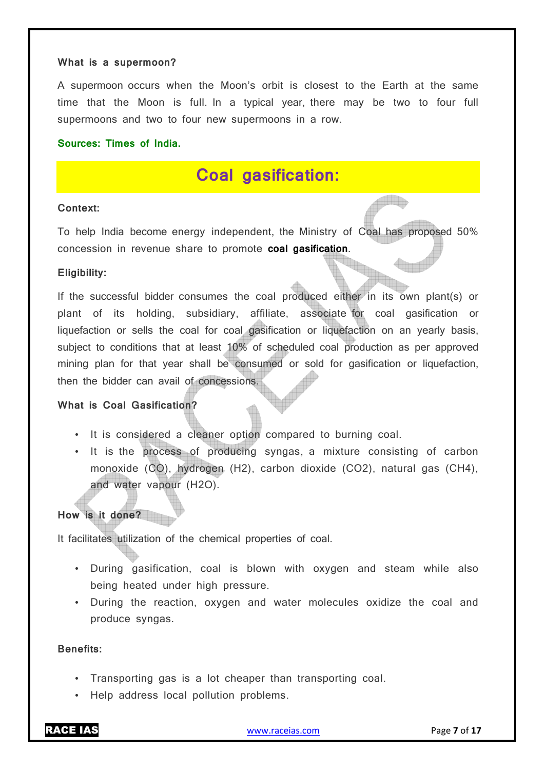**What is a supermoon?**

A supermoon occurs when the Moon's orbit is closest to the Earth at the same time that the Moon is full. In a typical year, there may be two to four full supermoons and two to four new supermoons in a row.

**Sources: Times of India.**

## Coal gasification:

**Context:**

To help India become energy independent, the Ministry of Coal has proposed 50% concession in revenue share to promote **coal gasification**.

**Eligibility:**

If the successful bidder consumes the coal produced either in its own plant(s) or plant of its holding, subsidiary, affiliate, associate for coal gasification or liquefaction or sells the coal for coal gasification or liquefaction on an yearly basis, subject to conditions that at least 10% of scheduled coal production as per approved mining plan for that year shall be consumed or sold for gasification or liquefaction, then the bidder can avail of concessions.

**What is Coal Gasification?**

- It is considered a cleaner option compared to burning coal.
- It is the process of producing syngas, a mixture consisting of carbon monoxide (CO), hydrogen ($H_2$), carbon dioxide ($CO_2$), natural gas ($CH_4$), and water vapour ($H_2O$).

**How is it done?**

It facilitates utilization of the chemical properties of coal.

- During gasification, coal is blown with oxygen and steam while also being heated under high pressure.
- During the reaction, oxygen and water molecules oxidize the coal and produce syngas.

**Benefits:**

- Transporting gas is a lot cheaper than transporting coal.
- Help address local pollution problems.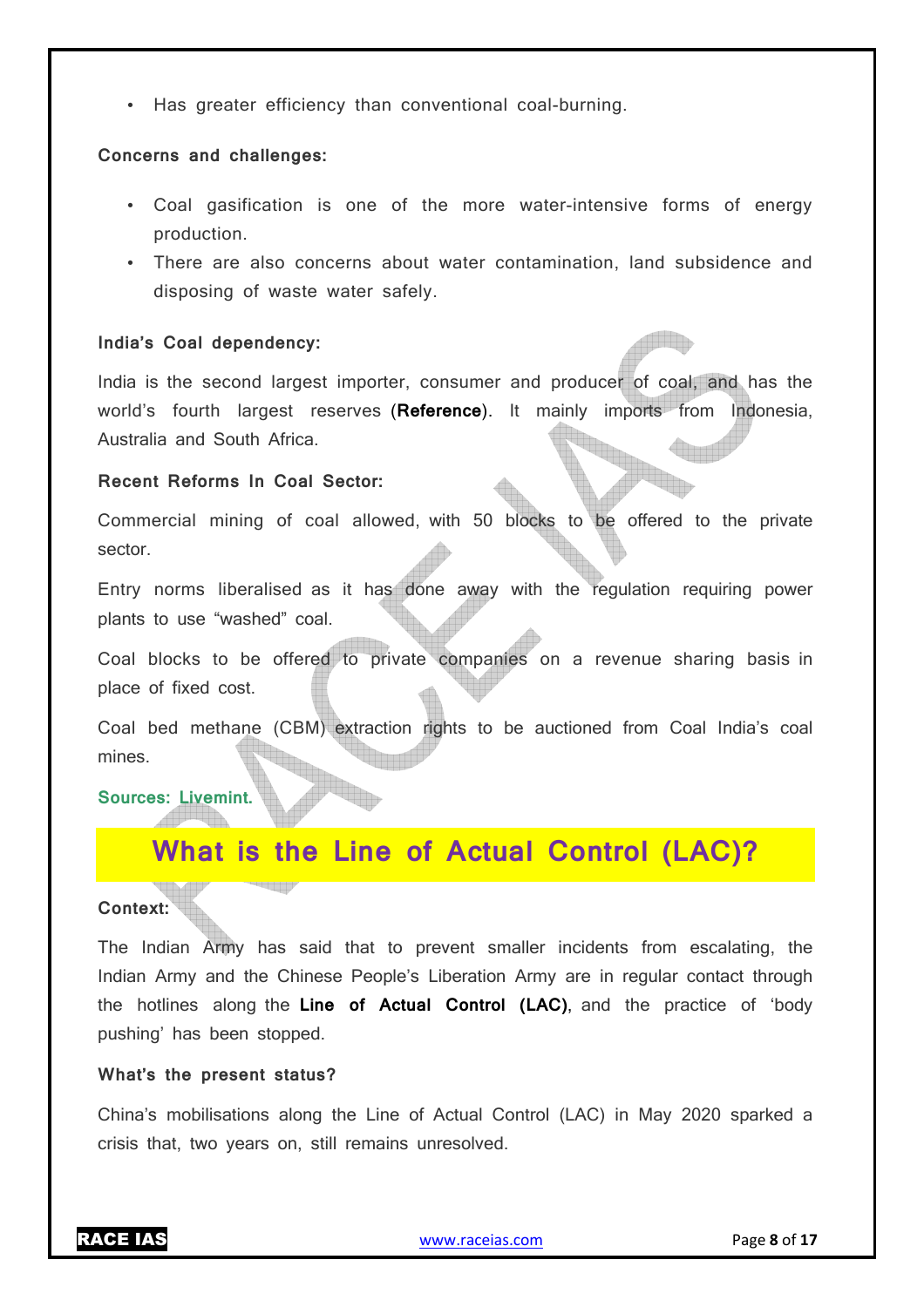- Has greater efficiency than conventional coal-burning.

**Concerns and challenges:**

- Coal gasification is one of the more water-intensive forms of energy production.
- There are also concerns about water contamination, land subsidence and disposing of waste water safely.

**India's Coal dependency:**

India is the second largest importer, consumer and producer of coal, and has the world's fourth largest reserves (**Reference**). It mainly imports from Indonesia, Australia and South Africa.

**Recent Reforms In Coal Sector:**

Commercial mining of coal allowed, with 50 blocks to be offered to the private sector.

Entry norms liberalised as it has done away with the regulation requiring power plants to use "washed" coal.

Coal blocks to be offered to private companies on a revenue sharing basis in place of fixed cost.

Coal bed methane (CBM) extraction rights to be auctioned from Coal India's coal mines.

**Sources: Livemint.**

## What is the Line of Actual Control (LAC)?

**Context:**

The Indian Army has said that to prevent smaller incidents from escalating, the Indian Army and the Chinese People's Liberation Army are in regular contact through the hotlines along the **Line of Actual Control (LAC)**, and the practice of 'body pushing' has been stopped.

**What's the present status?**

China's mobilisations along the Line of Actual Control (LAC) in May 2020 sparked a crisis that, two years on, still remains unresolved.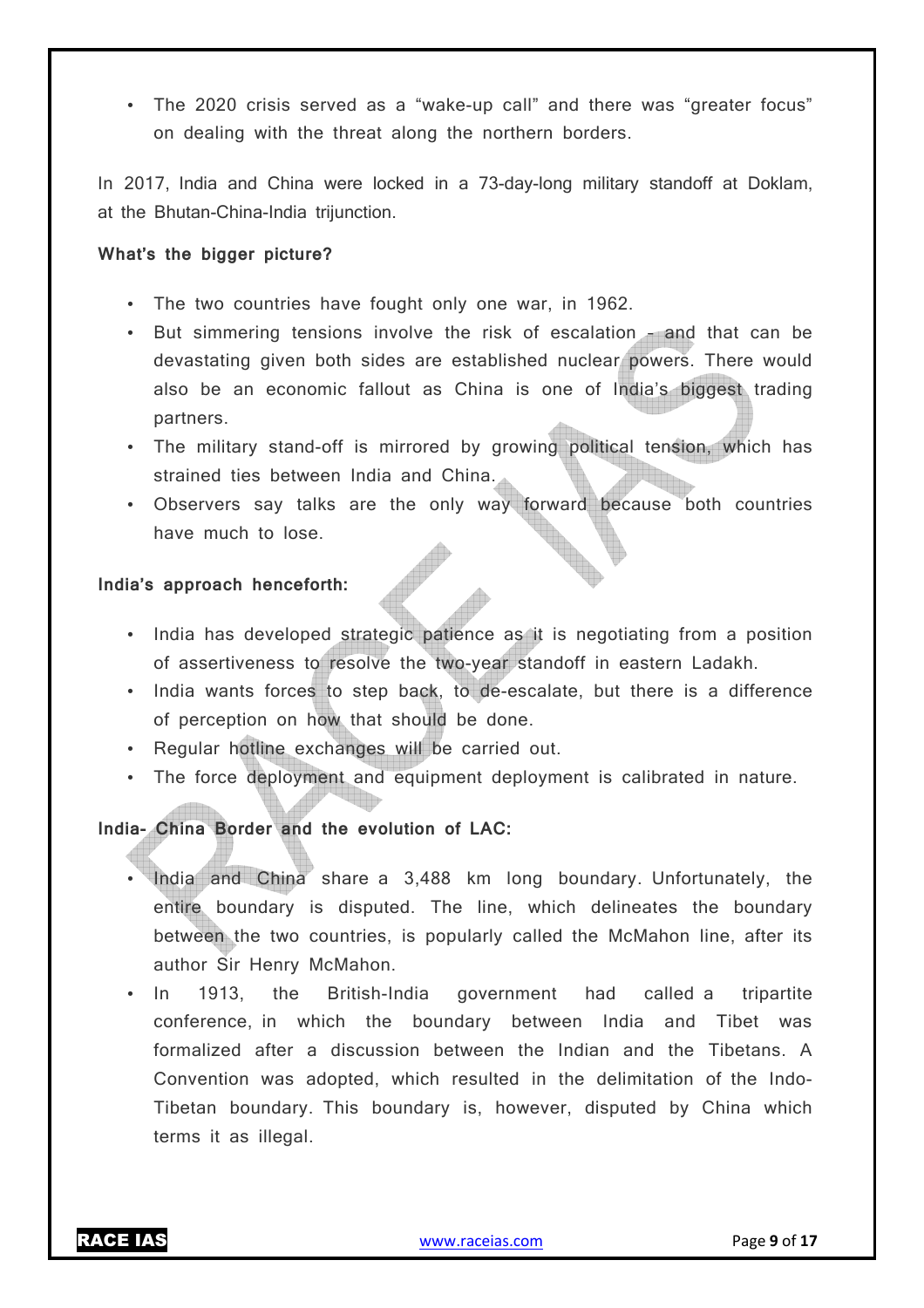- The 2020 crisis served as a "wake-up call" and there was "greater focus" on dealing with the threat along the northern borders.

In 2017, India and China were locked in a 73-day-long military standoff at Doklam, at the Bhutan-China-India trijunction.

**What's the bigger picture?**

- The two countries have fought only one war, in 1962.
- But simmering tensions involve the risk of escalation - and that can be devastating given both sides are established nuclear powers. There would also be an economic fallout as China is one of India's biggest trading partners.
- The military stand-off is mirrored by growing political tension, which has strained ties between India and China.
- Observers say talks are the only way forward because both countries have much to lose.

**India's approach henceforth:**

- India has developed strategic patience as it is negotiating from a position of assertiveness to resolve the two-year standoff in eastern Ladakh.
- India wants forces to step back, to de-escalate, but there is a difference of perception on how that should be done.
- Regular hotline exchanges will be carried out.
- The force deployment and equipment deployment is calibrated in nature.

**India- China Border and the evolution of LAC:**

- India and China share a 3,488 km long boundary. Unfortunately, the entire boundary is disputed. The line, which delineates the boundary between the two countries, is popularly called the McMahon line, after its author Sir Henry McMahon.
- In 1913, the British-India government had called a tripartite conference, in which the boundary between India and Tibet was formalized after a discussion between the Indian and the Tibetans. A Convention was adopted, which resulted in the delimitation of the Indo-Tibetan boundary. This boundary is, however, disputed by China which terms it as illegal.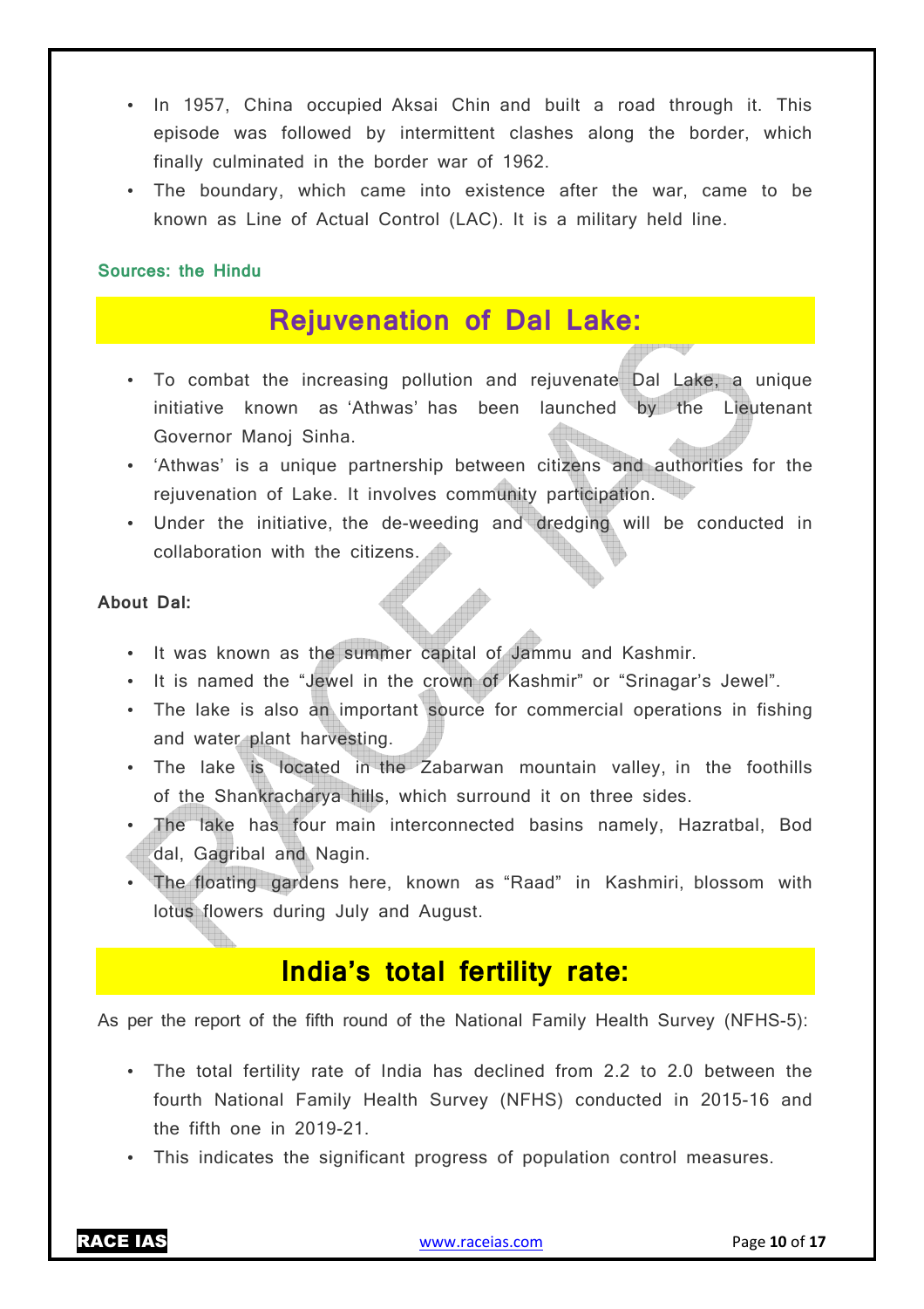- In 1957, China occupied Aksai Chin and built a road through it. This episode was followed by intermittent clashes along the border, which finally culminated in the border war of 1962.
- The boundary, which came into existence after the war, came to be known as Line of Actual Control (LAC). It is a military held line.

**Sources: the Hindu**

## Rejuvenation of Dal Lake:

- To combat the increasing pollution and rejuvenate Dal Lake, a unique initiative known as 'Athwas' has been launched by the Lieutenant Governor Manoj Sinha.
- 'Athwas' is a unique partnership between citizens and authorities for the rejuvenation of Lake. It involves community participation.
- Under the initiative, the de-weeding and dredging will be conducted in collaboration with the citizens.

**About Dal:**

- It was known as the summer capital of Jammu and Kashmir.
- It is named the "Jewel in the crown of Kashmir" or "Srinagar's Jewel".
- The lake is also an important source for commercial operations in fishing and water plant harvesting.
- The lake is located in the Zabarwan mountain valley, in the foothills of the Shankracharya hills, which surround it on three sides.
- The lake has four main interconnected basins namely, Hazratbal, Bod dal, Gagribal and Nagin.
- The floating gardens here, known as "Raad" in Kashmiri, blossom with lotus flowers during July and August.

## India's total fertility rate:

As per the report of the fifth round of the National Family Health Survey (NFHS-5):

- The total fertility rate of India has declined from 2.2 to 2.0 between the fourth National Family Health Survey (NFHS) conducted in 2015-16 and the fifth one in 2019-21.
- This indicates the significant progress of population control measures.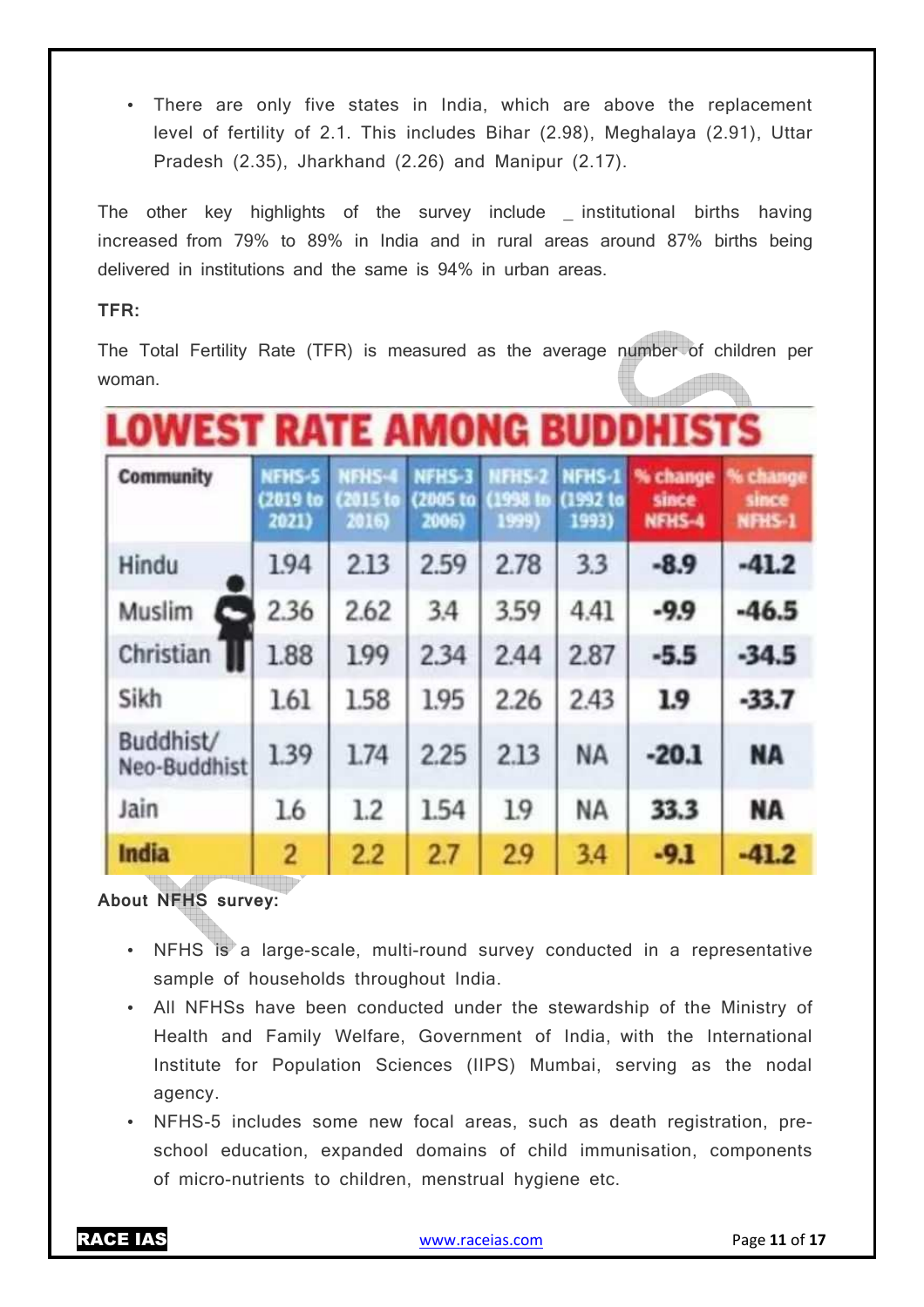- There are only five states in India, which are above the replacement level of fertility of 2.1. This includes Bihar (2.98), Meghalaya (2.91), Uttar Pradesh (2.35), Jharkhand (2.26) and Manipur (2.17).

The other key highlights of the survey include _ institutional births having increased from 79% to 89% in India and in rural areas around 87% births being delivered in institutions and the same is 94% in urban areas.

**TFR:**

The Total Fertility Rate (TFR) is measured as the average number of children per woman.

**LOWEST RATE AMONG BUDDHISTS**

| Community | NFHS-5 (2019 to 2021) | NFHS-4 (2015 to 2016) | NFHS-3 (2005 to 2006) | NFHS-2 (1998 to 1999) | NFHS-1 (1992 to 1993) | % change since NFHS-4 | % change since NFHS-1 |
|---|---|---|---|---|---|---|---|
| Hindu | 1.94 | 2.13 | 2.59 | 2.78 | 3.3 | -8.9 | -41.2 |
| Muslim | 2.36 | 2.62 | 3.4 | 3.59 | 4.41 | -9.9 | -46.5 |
| Christian | 1.88 | 1.99 | 2.34 | 2.44 | 2.87 | -5.5 | -34.5 |
| Sikh | 1.61 | 1.58 | 1.95 | 2.26 | 2.43 | 1.9 | -33.7 |
| Buddhist/ Neo-Buddhist | 1.39 | 1.74 | 2.25 | 2.13 | NA | -20.1 | NA |
| Jain | 1.6 | 1.2 | 1.54 | 1.9 | NA | 33.3 | NA |
| **India** | 2 | 2.2 | 2.7 | 2.9 | 3.4 | -9.1 | -41.2 |

**About NFHS survey:**

- NFHS is a large-scale, multi-round survey conducted in a representative sample of households throughout India.
- All NFHSs have been conducted under the stewardship of the Ministry of Health and Family Welfare, Government of India, with the International Institute for Population Sciences (IIPS) Mumbai, serving as the nodal agency.
- NFHS-5 includes some new focal areas, such as death registration, pre-school education, expanded domains of child immunisation, components of micro-nutrients to children, menstrual hygiene etc.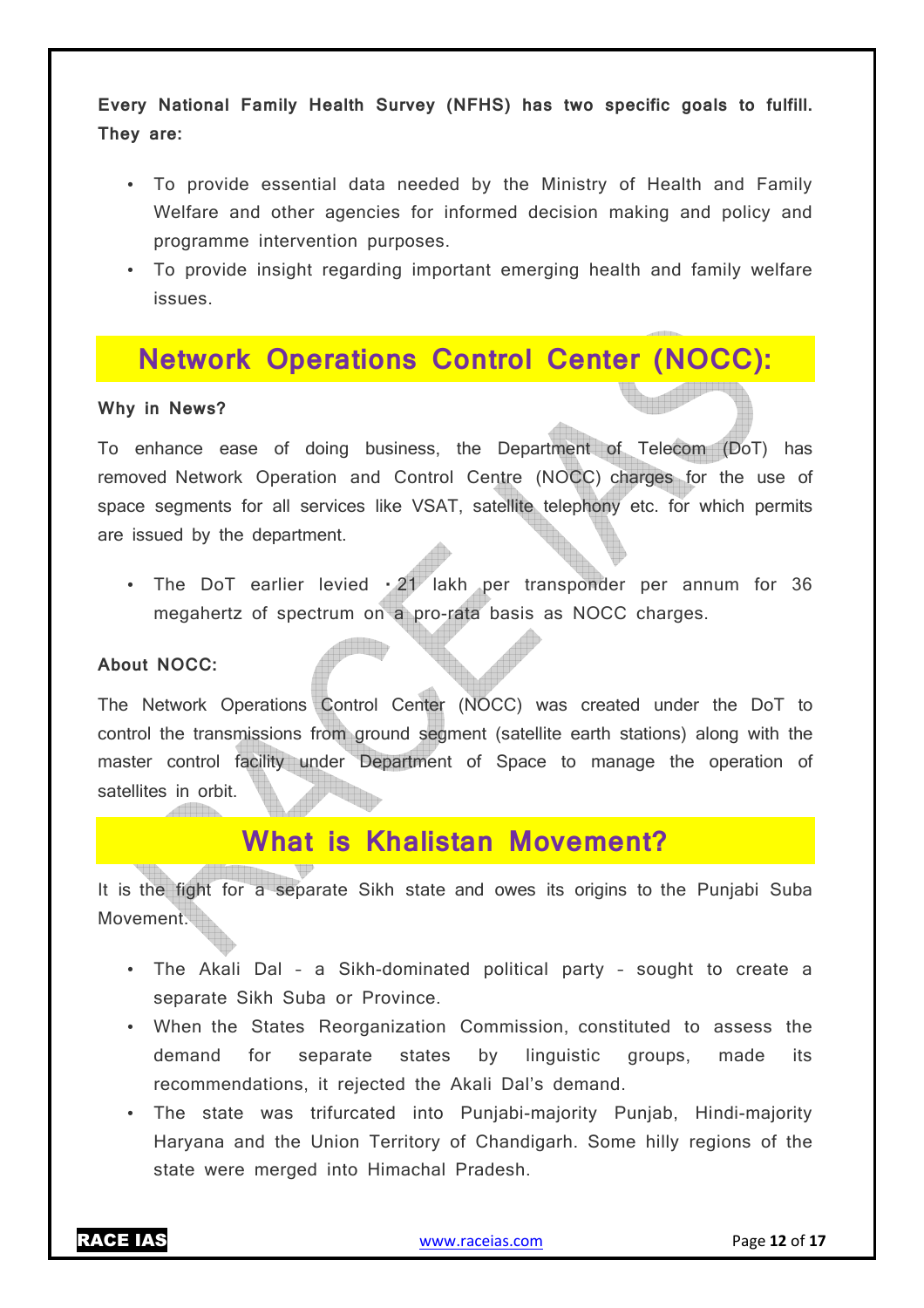**Every National Family Health Survey (NFHS) has two specific goals to fulfill. They are:**

- To provide essential data needed by the Ministry of Health and Family Welfare and other agencies for informed decision making and policy and programme intervention purposes.
- To provide insight regarding important emerging health and family welfare issues.

## Network Operations Control Center (NOCC):

**Why in News?**

To enhance ease of doing business, the Department of Telecom (DoT) has removed Network Operation and Control Centre (NOCC) charges for the use of space segments for all services like VSAT, satellite telephony etc. for which permits are issued by the department.

- The DoT earlier levied ₹21 lakh per transponder per annum for 36 megahertz of spectrum on a pro-rata basis as NOCC charges.

**About NOCC:**

The Network Operations Control Center (NOCC) was created under the DoT to control the transmissions from ground segment (satellite earth stations) along with the master control facility under Department of Space to manage the operation of satellites in orbit.

## What is Khalistan Movement?

It is the fight for a separate Sikh state and owes its origins to the Punjabi Suba Movement.

- The Akali Dal – a Sikh-dominated political party – sought to create a separate Sikh Suba or Province.
- When the States Reorganization Commission, constituted to assess the demand for separate states by linguistic groups, made its recommendations, it rejected the Akali Dal's demand.
- The state was trifurcated into Punjabi-majority Punjab, Hindi-majority Haryana and the Union Territory of Chandigarh. Some hilly regions of the state were merged into Himachal Pradesh.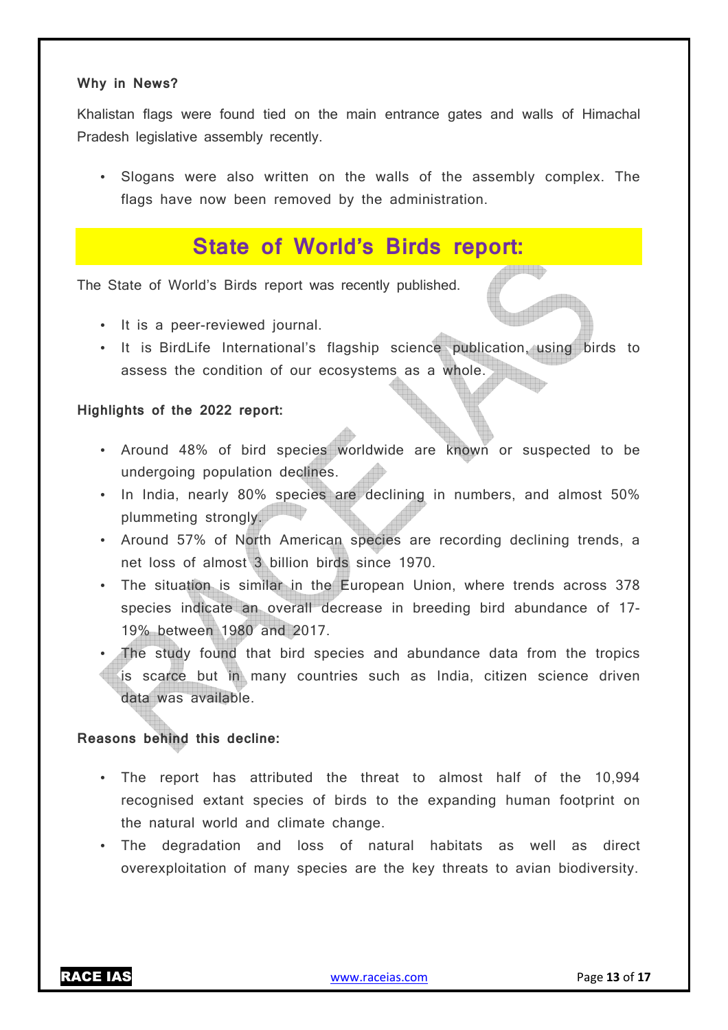**Why in News?**

Khalistan flags were found tied on the main entrance gates and walls of Himachal Pradesh legislative assembly recently.

- Slogans were also written on the walls of the assembly complex. The flags have now been removed by the administration.

## State of World's Birds report:

The State of World's Birds report was recently published.

- It is a peer-reviewed journal.
- It is BirdLife International's flagship science publication, using birds to assess the condition of our ecosystems as a whole.

**Highlights of the 2022 report:**

- Around 48% of bird species worldwide are known or suspected to be undergoing population declines.
- In India, nearly 80% species are declining in numbers, and almost 50% plummeting strongly.
- Around 57% of North American species are recording declining trends, a net loss of almost 3 billion birds since 1970.
- The situation is similar in the European Union, where trends across 378 species indicate an overall decrease in breeding bird abundance of 17-19% between 1980 and 2017.
- The study found that bird species and abundance data from the tropics is scarce but in many countries such as India, citizen science driven data was available.

**Reasons behind this decline:**

- The report has attributed the threat to almost half of the 10,994 recognised extant species of birds to the expanding human footprint on the natural world and climate change.
- The degradation and loss of natural habitats as well as direct overexploitation of many species are the key threats to avian biodiversity.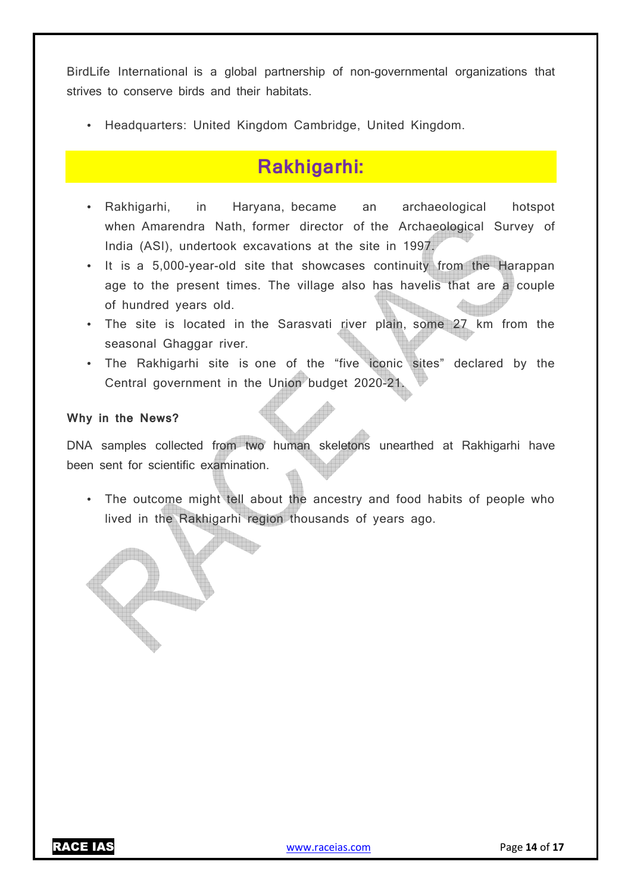BirdLife International is a global partnership of non-governmental organizations that strives to conserve birds and their habitats.

- Headquarters: United Kingdom Cambridge, United Kingdom.

## Rakhigarhi:

- Rakhigarhi, in Haryana, became an archaeological hotspot when Amarendra Nath, former director of the Archaeological Survey of India (ASI), undertook excavations at the site in 1997.
- It is a 5,000-year-old site that showcases continuity from the Harappan age to the present times. The village also has havelis that are a couple of hundred years old.
- The site is located in the Sarasvati river plain, some 27 km from the seasonal Ghaggar river.
- The Rakhigarhi site is one of the “five iconic sites” declared by the Central government in the Union budget 2020-21.

**Why in the News?**

DNA samples collected from two human skeletons unearthed at Rakhigarhi have been sent for scientific examination.

- The outcome might tell about the ancestry and food habits of people who lived in the Rakhigarhi region thousands of years ago.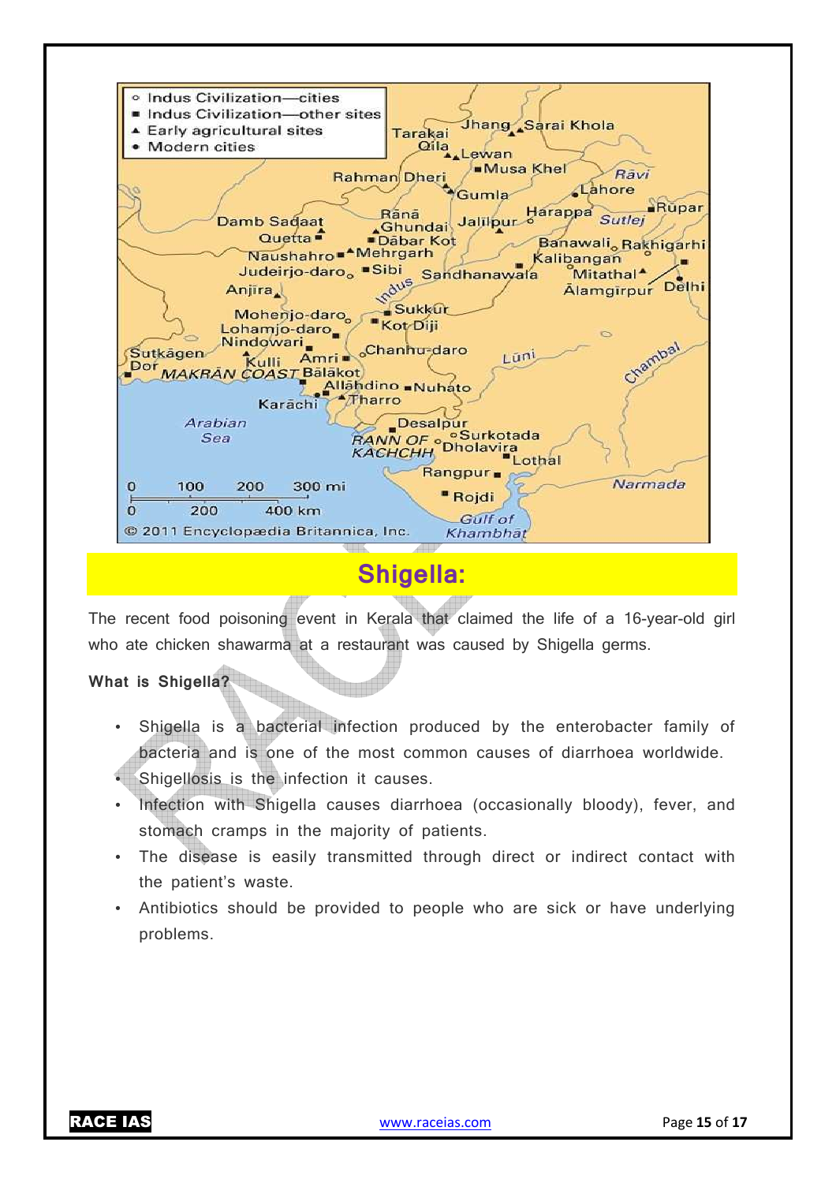## Shigella:

The recent food poisoning event in Kerala that claimed the life of a 16-year-old girl who ate chicken shawarma at a restaurant was caused by Shigella germs.

**What is Shigella?**

- Shigella is a bacterial infection produced by the enterobacter family of bacteria and is one of the most common causes of diarrhoea worldwide.
- Shigellosis is the infection it causes.
- Infection with Shigella causes diarrhoea (occasionally bloody), fever, and stomach cramps in the majority of patients.
- The disease is easily transmitted through direct or indirect contact with the patient's waste.
- Antibiotics should be provided to people who are sick or have underlying problems.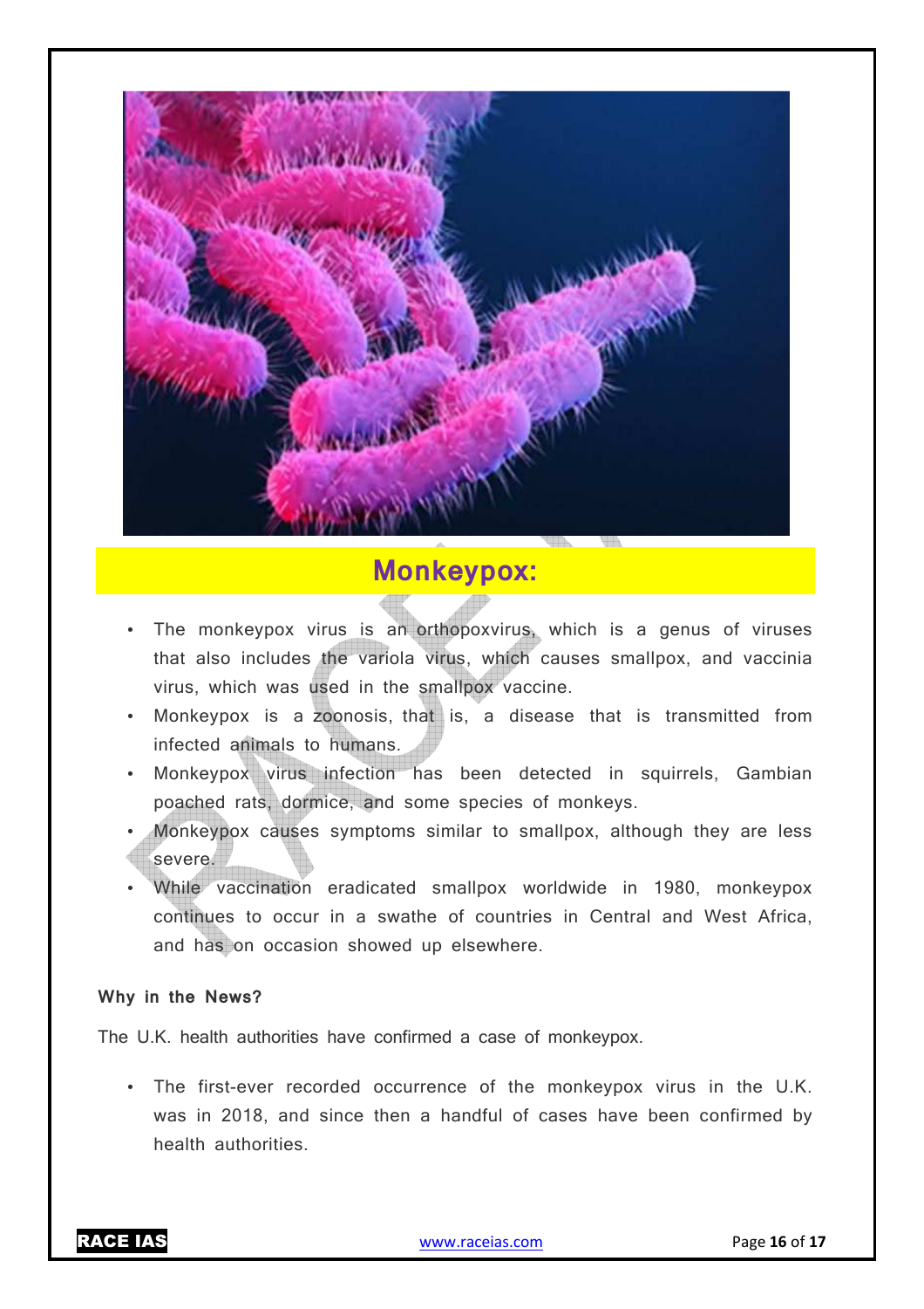## Monkeypox:

- The monkeypox virus is an orthopoxvirus, which is a genus of viruses that also includes the variola virus, which causes smallpox, and vaccinia virus, which was used in the smallpox vaccine.
- Monkeypox is a zoonosis, that is, a disease that is transmitted from infected animals to humans.
- Monkeypox virus infection has been detected in squirrels, Gambian poached rats, dormice, and some species of monkeys.
- Monkeypox causes symptoms similar to smallpox, although they are less severe.
- While vaccination eradicated smallpox worldwide in 1980, monkeypox continues to occur in a swathe of countries in Central and West Africa, and has on occasion showed up elsewhere.

**Why in the News?**

The U.K. health authorities have confirmed a case of monkeypox.

- The first-ever recorded occurrence of the monkeypox virus in the U.K. was in 2018, and since then a handful of cases have been confirmed by health authorities.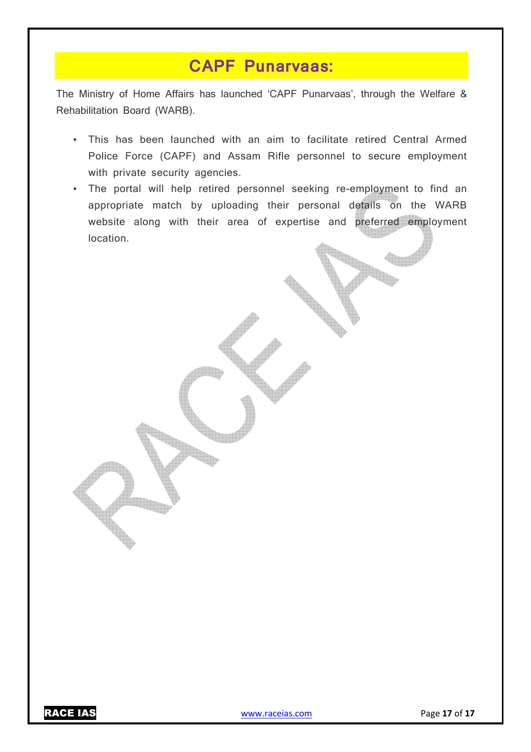## CAPF Punarvaas:

The Ministry of Home Affairs has launched 'CAPF Punarvaas', through the Welfare & Rehabilitation Board (WARB).

- This has been launched with an aim to facilitate retired Central Armed Police Force (CAPF) and Assam Rifle personnel to secure employment with private security agencies.
- The portal will help retired personnel seeking re-employment to find an appropriate match by uploading their personal details on the WARB website along with their area of expertise and preferred employment location.